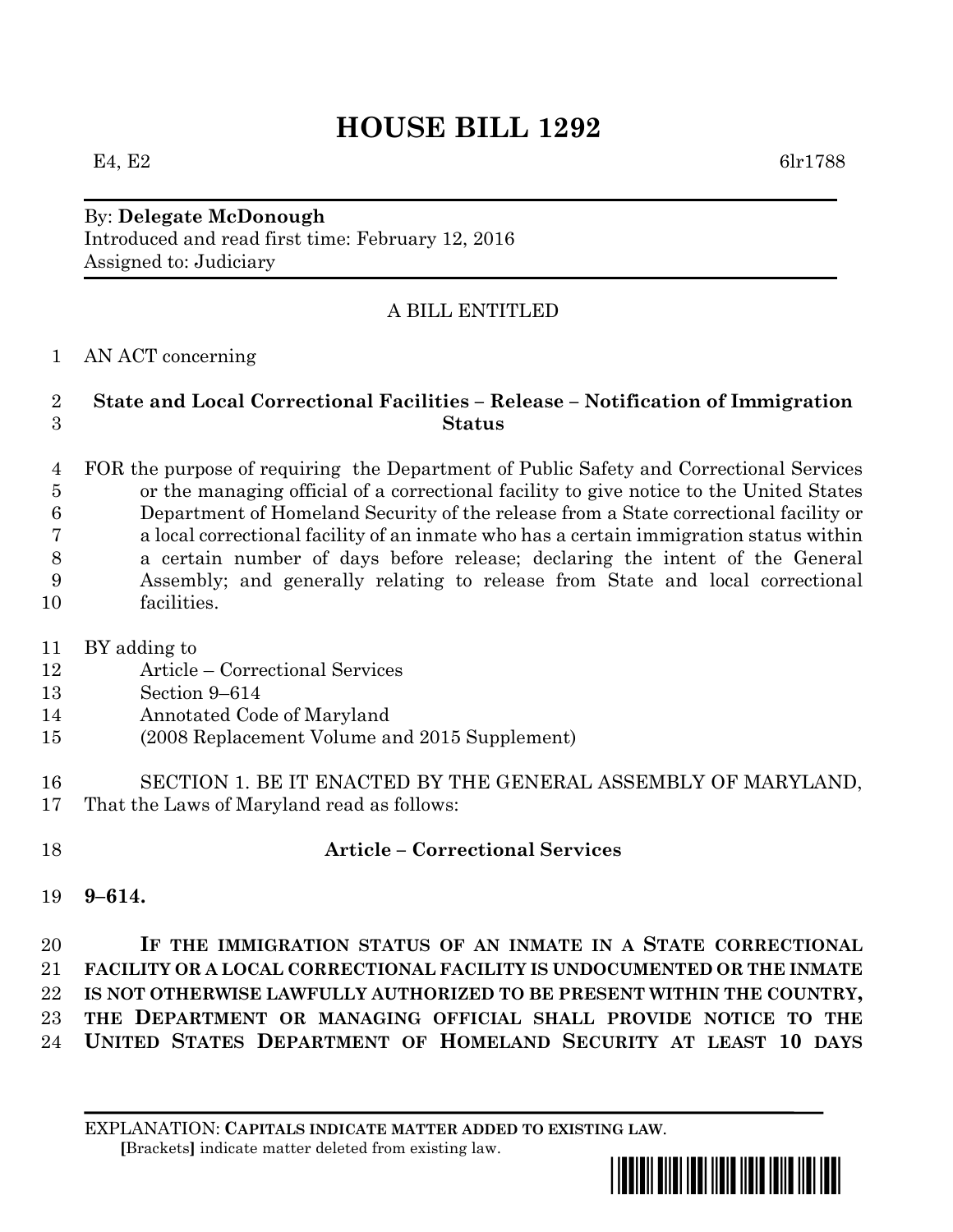# HOUSE BILL 1292

E4, E2 6lr1788

By: **Delegate McDonough**
Introduced and read first time: February 12, 2016
Assigned to: Judiciary

A BILL ENTITLED

1 AN ACT concerning

2 **State and Local Correctional Facilities – Release – Notification of Immigration**
3 **Status**

4 FOR the purpose of requiring the Department of Public Safety and Correctional Services
5 or the managing official of a correctional facility to give notice to the United States
6 Department of Homeland Security of the release from a State correctional facility or
7 a local correctional facility of an inmate who has a certain immigration status within
8 a certain number of days before release; declaring the intent of the General
9 Assembly; and generally relating to release from State and local correctional
10 facilities.

11 BY adding to
12 Article – Correctional Services
13 Section 9–614
14 Annotated Code of Maryland
15 (2008 Replacement Volume and 2015 Supplement)

16 SECTION 1. BE IT ENACTED BY THE GENERAL ASSEMBLY OF MARYLAND,
17 That the Laws of Maryland read as follows:

18 **Article – Correctional Services**

19 **9–614.**

20 **IF THE IMMIGRATION STATUS OF AN INMATE IN A STATE CORRECTIONAL**
21 **FACILITY OR A LOCAL CORRECTIONAL FACILITY IS UNDOCUMENTED OR THE INMATE**
22 **IS NOT OTHERWISE LAWFULLY AUTHORIZED TO BE PRESENT WITHIN THE COUNTRY,**
23 **THE DEPARTMENT OR MANAGING OFFICIAL SHALL PROVIDE NOTICE TO THE**
24 **UNITED STATES DEPARTMENT OF HOMELAND SECURITY AT LEAST 10 DAYS**

EXPLANATION: **CAPITALS INDICATE MATTER ADDED TO EXISTING LAW**.
[Brackets] indicate matter deleted from existing law.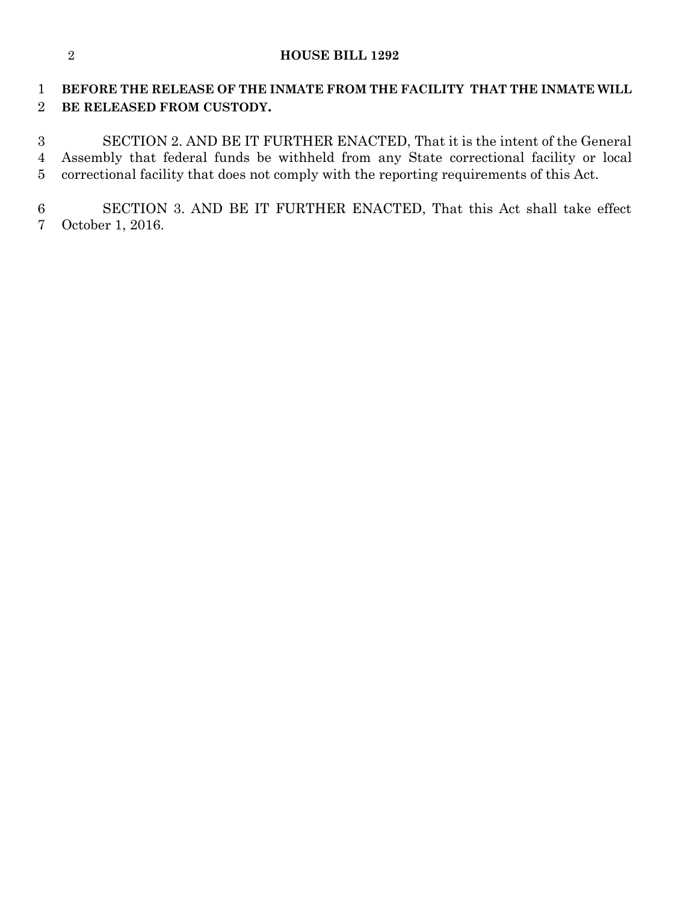**BEFORE THE RELEASE OF THE INMATE FROM THE FACILITY THAT THE INMATE WILL BE RELEASED FROM CUSTODY.**

SECTION 2. AND BE IT FURTHER ENACTED, That it is the intent of the General Assembly that federal funds be withheld from any State correctional facility or local correctional facility that does not comply with the reporting requirements of this Act.

SECTION 3. AND BE IT FURTHER ENACTED, That this Act shall take effect October 1, 2016.